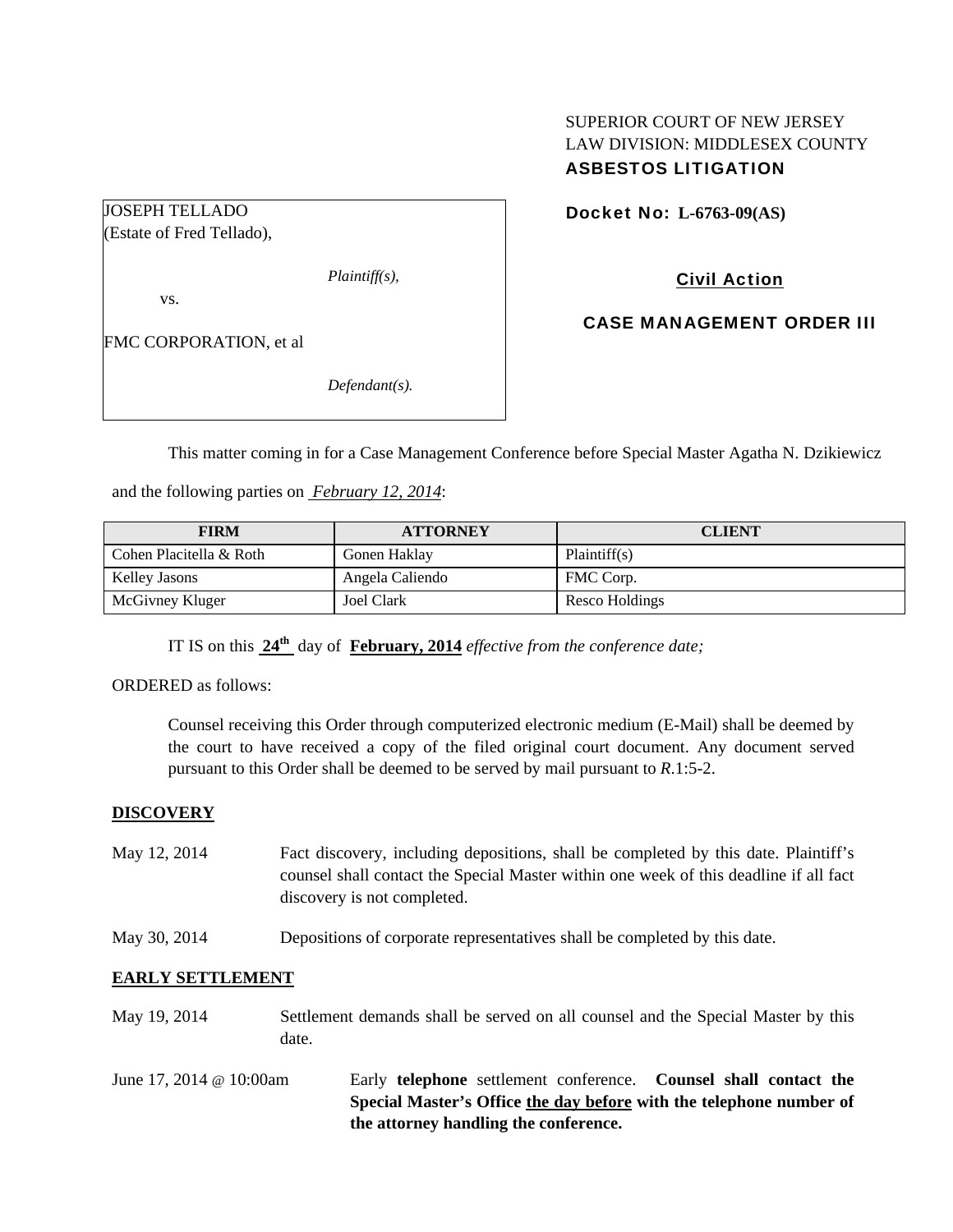SUPERIOR COURT OF NEW JERSEY
LAW DIVISION: MIDDLESEX COUNTY
**ASBESTOS LITIGATION**

JOSEPH TELLADO
(Estate of Fred Tellado),

*Plaintiff(s),*

vs.

FMC CORPORATION, et al

*Defendant(s).*

**Docket No: L-6763-09(AS)**

**Civil Action**

**CASE MANAGEMENT ORDER III**

This matter coming in for a Case Management Conference before Special Master Agatha N. Dzikiewicz and the following parties on *February 12, 2014*:

| FIRM | ATTORNEY | CLIENT |
|---|---|---|
| Cohen Placitella & Roth | Gonen Haklay | Plaintiff(s) |
| Kelley Jasons | Angela Caliendo | FMC Corp. |
| McGivney Kluger | Joel Clark | Resco Holdings |

IT IS on this **24th** day of **February, 2014** *effective from the conference date;*

ORDERED as follows:

Counsel receiving this Order through computerized electronic medium (E-Mail) shall be deemed by the court to have received a copy of the filed original court document. Any document served pursuant to this Order shall be deemed to be served by mail pursuant to *R*.1:5-2.

**DISCOVERY**

May 12, 2014 — Fact discovery, including depositions, shall be completed by this date. Plaintiff's counsel shall contact the Special Master within one week of this deadline if all fact discovery is not completed.

May 30, 2014 — Depositions of corporate representatives shall be completed by this date.

**EARLY SETTLEMENT**

May 19, 2014 — Settlement demands shall be served on all counsel and the Special Master by this date.

June 17, 2014 @ 10:00am — Early **telephone** settlement conference. **Counsel shall contact the Special Master's Office the day before with the telephone number of the attorney handling the conference.**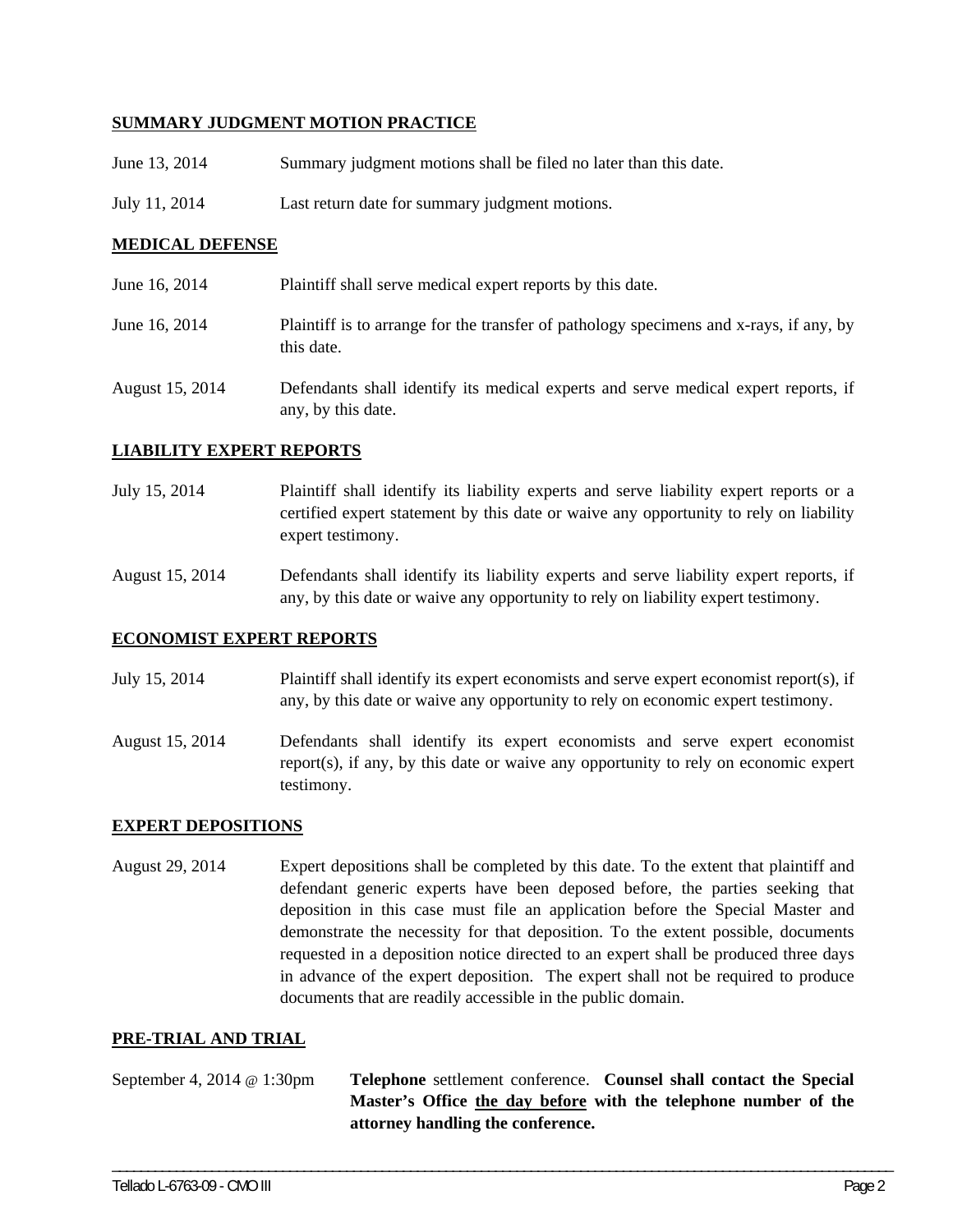**SUMMARY JUDGMENT MOTION PRACTICE**

| | |
|---|---|
| June 13, 2014 | Summary judgment motions shall be filed no later than this date. |
| July 11, 2014 | Last return date for summary judgment motions. |

**MEDICAL DEFENSE**

| | |
|---|---|
| June 16, 2014 | Plaintiff shall serve medical expert reports by this date. |
| June 16, 2014 | Plaintiff is to arrange for the transfer of pathology specimens and x-rays, if any, by this date. |
| August 15, 2014 | Defendants shall identify its medical experts and serve medical expert reports, if any, by this date. |

**LIABILITY EXPERT REPORTS**

| | |
|---|---|
| July 15, 2014 | Plaintiff shall identify its liability experts and serve liability expert reports or a certified expert statement by this date or waive any opportunity to rely on liability expert testimony. |
| August 15, 2014 | Defendants shall identify its liability experts and serve liability expert reports, if any, by this date or waive any opportunity to rely on liability expert testimony. |

**ECONOMIST EXPERT REPORTS**

| | |
|---|---|
| July 15, 2014 | Plaintiff shall identify its expert economists and serve expert economist report(s), if any, by this date or waive any opportunity to rely on economic expert testimony. |
| August 15, 2014 | Defendants shall identify its expert economists and serve expert economist report(s), if any, by this date or waive any opportunity to rely on economic expert testimony. |

**EXPERT DEPOSITIONS**

| | |
|---|---|
| August 29, 2014 | Expert depositions shall be completed by this date. To the extent that plaintiff and defendant generic experts have been deposed before, the parties seeking that deposition in this case must file an application before the Special Master and demonstrate the necessity for that deposition. To the extent possible, documents requested in a deposition notice directed to an expert shall be produced three days in advance of the expert deposition. The expert shall not be required to produce documents that are readily accessible in the public domain. |

**PRE-TRIAL AND TRIAL**

| | |
|---|---|
| September 4, 2014 @ 1:30pm | **Telephone** settlement conference. **Counsel shall contact the Special Master's Office the day before with the telephone number of the attorney handling the conference.** |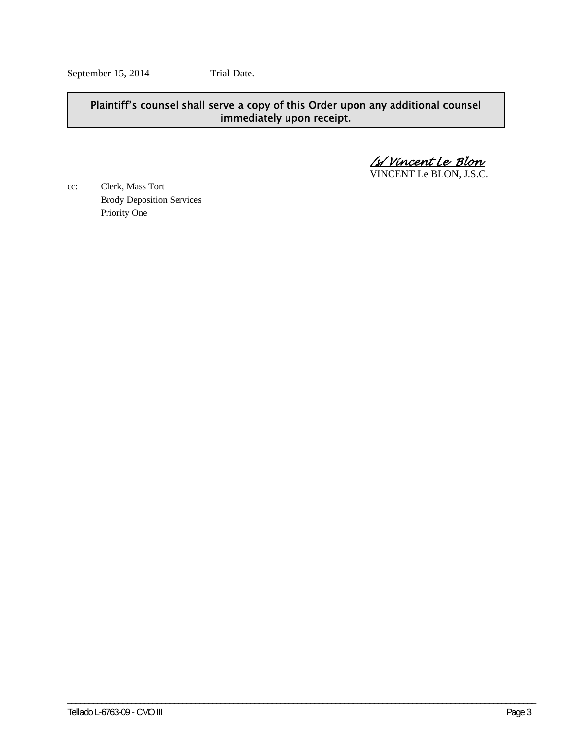September 15, 2014 Trial Date.

**Plaintiff's counsel shall serve a copy of this Order upon any additional counsel immediately upon receipt.**

*/s/ Vincent Le Blon*

VINCENT Le BLON, J.S.C.

cc: Clerk, Mass Tort

Brody Deposition Services

Priority One